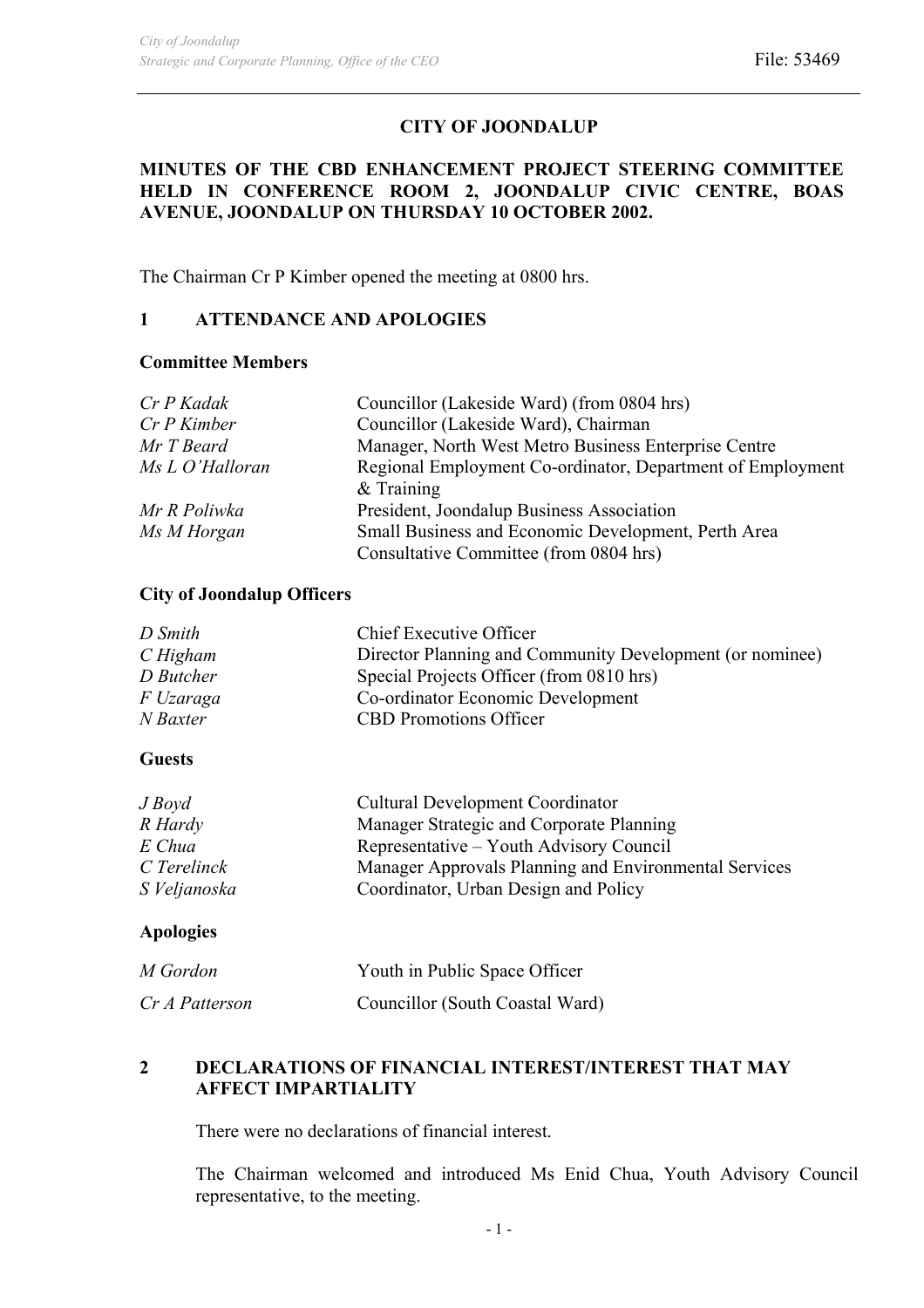# CITY OF JOONDALUP

## MINUTES OF THE CBD ENHANCEMENT PROJECT STEERING COMMITTEE HELD IN CONFERENCE ROOM 2, JOONDALUP CIVIC CENTRE, BOAS AVENUE, JOONDALUP ON THURSDAY 10 OCTOBER 2002.

The Chairman Cr P Kimber opened the meeting at 0800 hrs.

## 1 ATTENDANCE AND APOLOGIES

### Committee Members

| | |
|---|---|
| *Cr P Kadak* | Councillor (Lakeside Ward) (from 0804 hrs) |
| *Cr P Kimber* | Councillor (Lakeside Ward), Chairman |
| *Mr T Beard* | Manager, North West Metro Business Enterprise Centre |
| *Ms L O'Halloran* | Regional Employment Co-ordinator, Department of Employment & Training |
| *Mr R Poliwka* | President, Joondalup Business Association |
| *Ms M Horgan* | Small Business and Economic Development, Perth Area Consultative Committee (from 0804 hrs) |

### City of Joondalup Officers

| | |
|---|---|
| *D Smith* | Chief Executive Officer |
| *C Higham* | Director Planning and Community Development (or nominee) |
| *D Butcher* | Special Projects Officer (from 0810 hrs) |
| *F Uzaraga* | Co-ordinator Economic Development |
| *N Baxter* | CBD Promotions Officer |

### Guests

| | |
|---|---|
| *J Boyd* | Cultural Development Coordinator |
| *R Hardy* | Manager Strategic and Corporate Planning |
| *E Chua* | Representative – Youth Advisory Council |
| *C Terelinck* | Manager Approvals Planning and Environmental Services |
| *S Veljanoska* | Coordinator, Urban Design and Policy |

### Apologies

| | |
|---|---|
| *M Gordon* | Youth in Public Space Officer |
| *Cr A Patterson* | Councillor (South Coastal Ward) |

## 2 DECLARATIONS OF FINANCIAL INTEREST/INTEREST THAT MAY AFFECT IMPARTIALITY

There were no declarations of financial interest.

The Chairman welcomed and introduced Ms Enid Chua, Youth Advisory Council representative, to the meeting.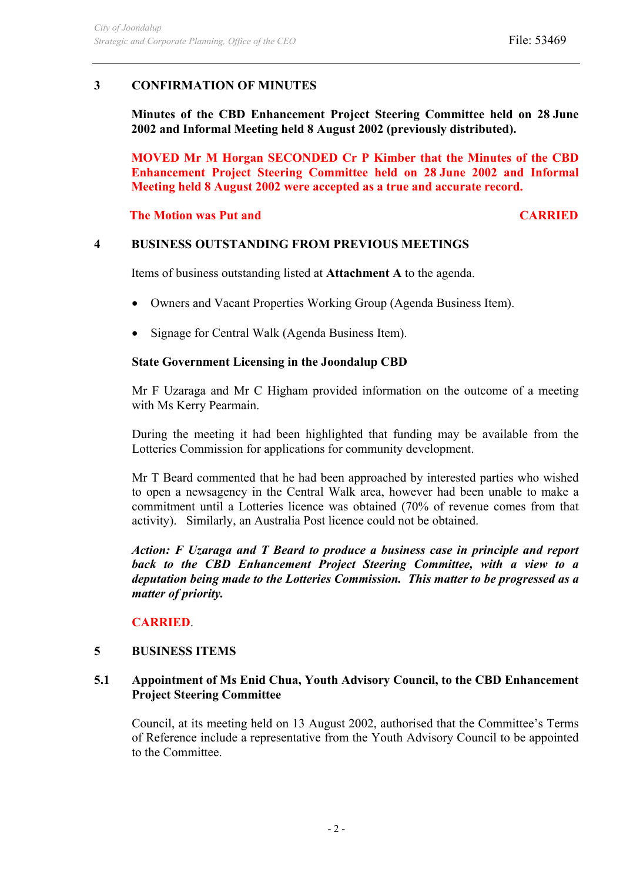## 3 CONFIRMATION OF MINUTES

**Minutes of the CBD Enhancement Project Steering Committee held on 28 June 2002 and Informal Meeting held 8 August 2002 (previously distributed).**

**MOVED Mr M Horgan SECONDED Cr P Kimber that the Minutes of the CBD Enhancement Project Steering Committee held on 28 June 2002 and Informal Meeting held 8 August 2002 were accepted as a true and accurate record.**

**The Motion was Put and CARRIED**

## 4 BUSINESS OUTSTANDING FROM PREVIOUS MEETINGS

Items of business outstanding listed at **Attachment A** to the agenda.

- Owners and Vacant Properties Working Group (Agenda Business Item).
- Signage for Central Walk (Agenda Business Item).

**State Government Licensing in the Joondalup CBD**

Mr F Uzaraga and Mr C Higham provided information on the outcome of a meeting with Ms Kerry Pearmain.

During the meeting it had been highlighted that funding may be available from the Lotteries Commission for applications for community development.

Mr T Beard commented that he had been approached by interested parties who wished to open a newsagency in the Central Walk area, however had been unable to make a commitment until a Lotteries licence was obtained (70% of revenue comes from that activity). Similarly, an Australia Post licence could not be obtained.

***Action: F Uzaraga and T Beard to produce a business case in principle and report back to the CBD Enhancement Project Steering Committee, with a view to a deputation being made to the Lotteries Commission. This matter to be progressed as a matter of priority.***

**CARRIED**.

## 5 BUSINESS ITEMS

### 5.1 Appointment of Ms Enid Chua, Youth Advisory Council, to the CBD Enhancement Project Steering Committee

Council, at its meeting held on 13 August 2002, authorised that the Committee's Terms of Reference include a representative from the Youth Advisory Council to be appointed to the Committee.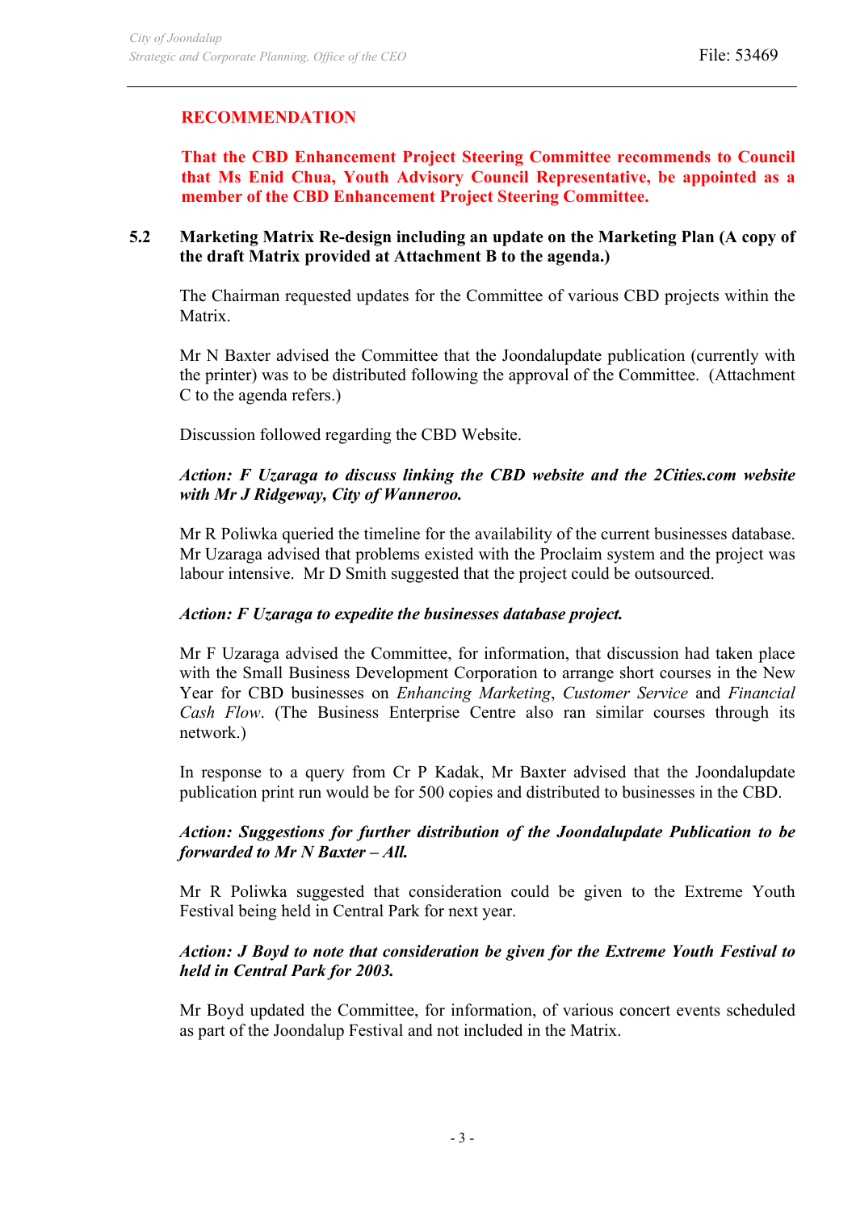**RECOMMENDATION**

**That the CBD Enhancement Project Steering Committee recommends to Council that Ms Enid Chua, Youth Advisory Council Representative, be appointed as a member of the CBD Enhancement Project Steering Committee.**

**5.2 Marketing Matrix Re-design including an update on the Marketing Plan (A copy of the draft Matrix provided at Attachment B to the agenda.)**

The Chairman requested updates for the Committee of various CBD projects within the Matrix.

Mr N Baxter advised the Committee that the Joondalupdate publication (currently with the printer) was to be distributed following the approval of the Committee. (Attachment C to the agenda refers.)

Discussion followed regarding the CBD Website.

***Action: F Uzaraga to discuss linking the CBD website and the 2Cities.com website with Mr J Ridgeway, City of Wanneroo.***

Mr R Poliwka queried the timeline for the availability of the current businesses database. Mr Uzaraga advised that problems existed with the Proclaim system and the project was labour intensive. Mr D Smith suggested that the project could be outsourced.

***Action: F Uzaraga to expedite the businesses database project.***

Mr F Uzaraga advised the Committee, for information, that discussion had taken place with the Small Business Development Corporation to arrange short courses in the New Year for CBD businesses on *Enhancing Marketing*, *Customer Service* and *Financial Cash Flow*. (The Business Enterprise Centre also ran similar courses through its network.)

In response to a query from Cr P Kadak, Mr Baxter advised that the Joondalupdate publication print run would be for 500 copies and distributed to businesses in the CBD.

***Action: Suggestions for further distribution of the Joondalupdate Publication to be forwarded to Mr N Baxter – All.***

Mr R Poliwka suggested that consideration could be given to the Extreme Youth Festival being held in Central Park for next year.

***Action: J Boyd to note that consideration be given for the Extreme Youth Festival to held in Central Park for 2003.***

Mr Boyd updated the Committee, for information, of various concert events scheduled as part of the Joondalup Festival and not included in the Matrix.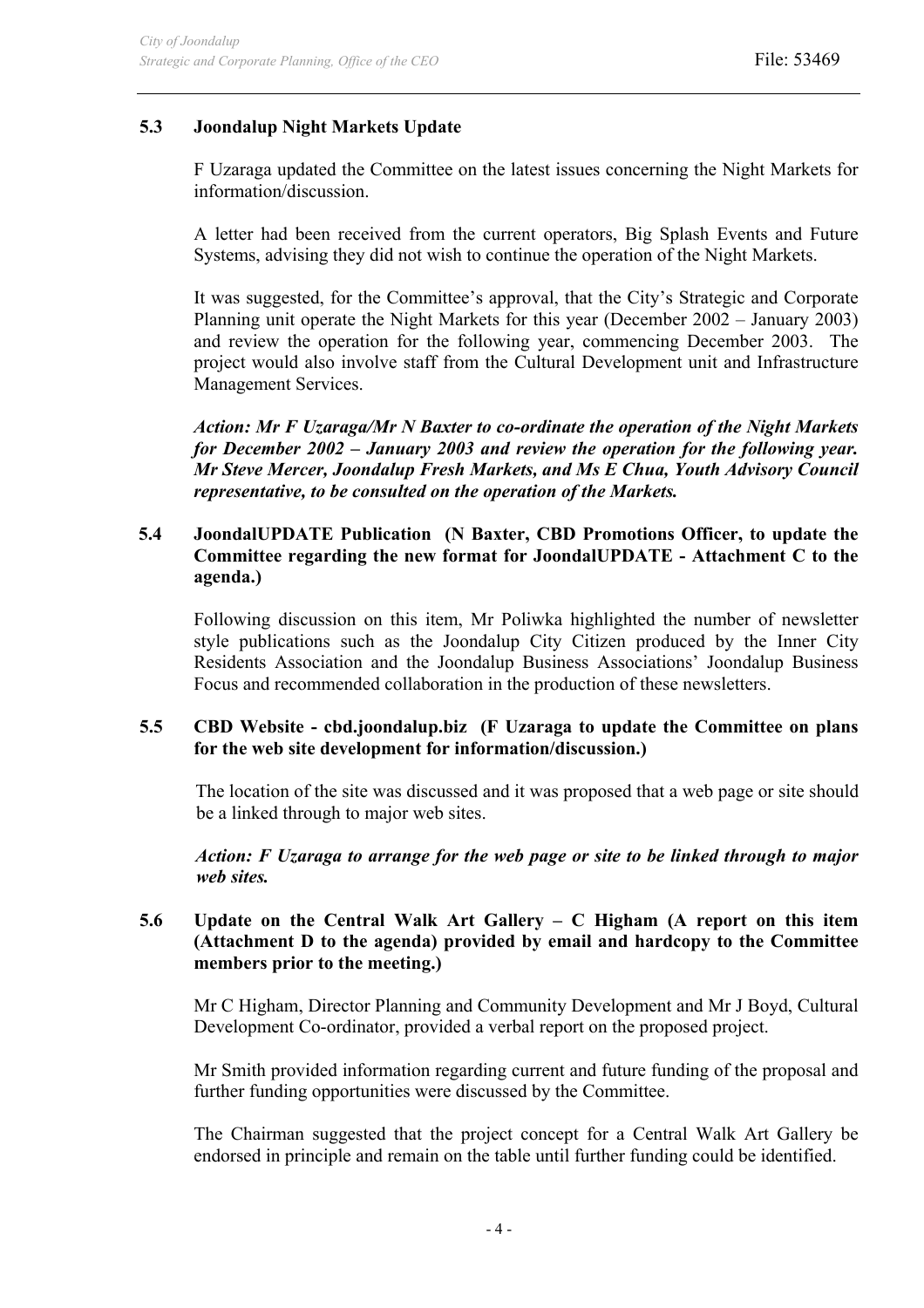### 5.3 Joondalup Night Markets Update

F Uzaraga updated the Committee on the latest issues concerning the Night Markets for information/discussion.

A letter had been received from the current operators, Big Splash Events and Future Systems, advising they did not wish to continue the operation of the Night Markets.

It was suggested, for the Committee's approval, that the City's Strategic and Corporate Planning unit operate the Night Markets for this year (December 2002 – January 2003) and review the operation for the following year, commencing December 2003. The project would also involve staff from the Cultural Development unit and Infrastructure Management Services.

***Action: Mr F Uzaraga/Mr N Baxter to co-ordinate the operation of the Night Markets for December 2002 – January 2003 and review the operation for the following year. Mr Steve Mercer, Joondalup Fresh Markets, and Ms E Chua, Youth Advisory Council representative, to be consulted on the operation of the Markets.***

### 5.4 JoondalUPDATE Publication (N Baxter, CBD Promotions Officer, to update the Committee regarding the new format for JoondalUPDATE - Attachment C to the agenda.)

Following discussion on this item, Mr Poliwka highlighted the number of newsletter style publications such as the Joondalup City Citizen produced by the Inner City Residents Association and the Joondalup Business Associations' Joondalup Business Focus and recommended collaboration in the production of these newsletters.

### 5.5 CBD Website - cbd.joondalup.biz (F Uzaraga to update the Committee on plans for the web site development for information/discussion.)

The location of the site was discussed and it was proposed that a web page or site should be a linked through to major web sites.

***Action: F Uzaraga to arrange for the web page or site to be linked through to major web sites.***

### 5.6 Update on the Central Walk Art Gallery – C Higham (A report on this item (Attachment D to the agenda) provided by email and hardcopy to the Committee members prior to the meeting.)

Mr C Higham, Director Planning and Community Development and Mr J Boyd, Cultural Development Co-ordinator, provided a verbal report on the proposed project.

Mr Smith provided information regarding current and future funding of the proposal and further funding opportunities were discussed by the Committee.

The Chairman suggested that the project concept for a Central Walk Art Gallery be endorsed in principle and remain on the table until further funding could be identified.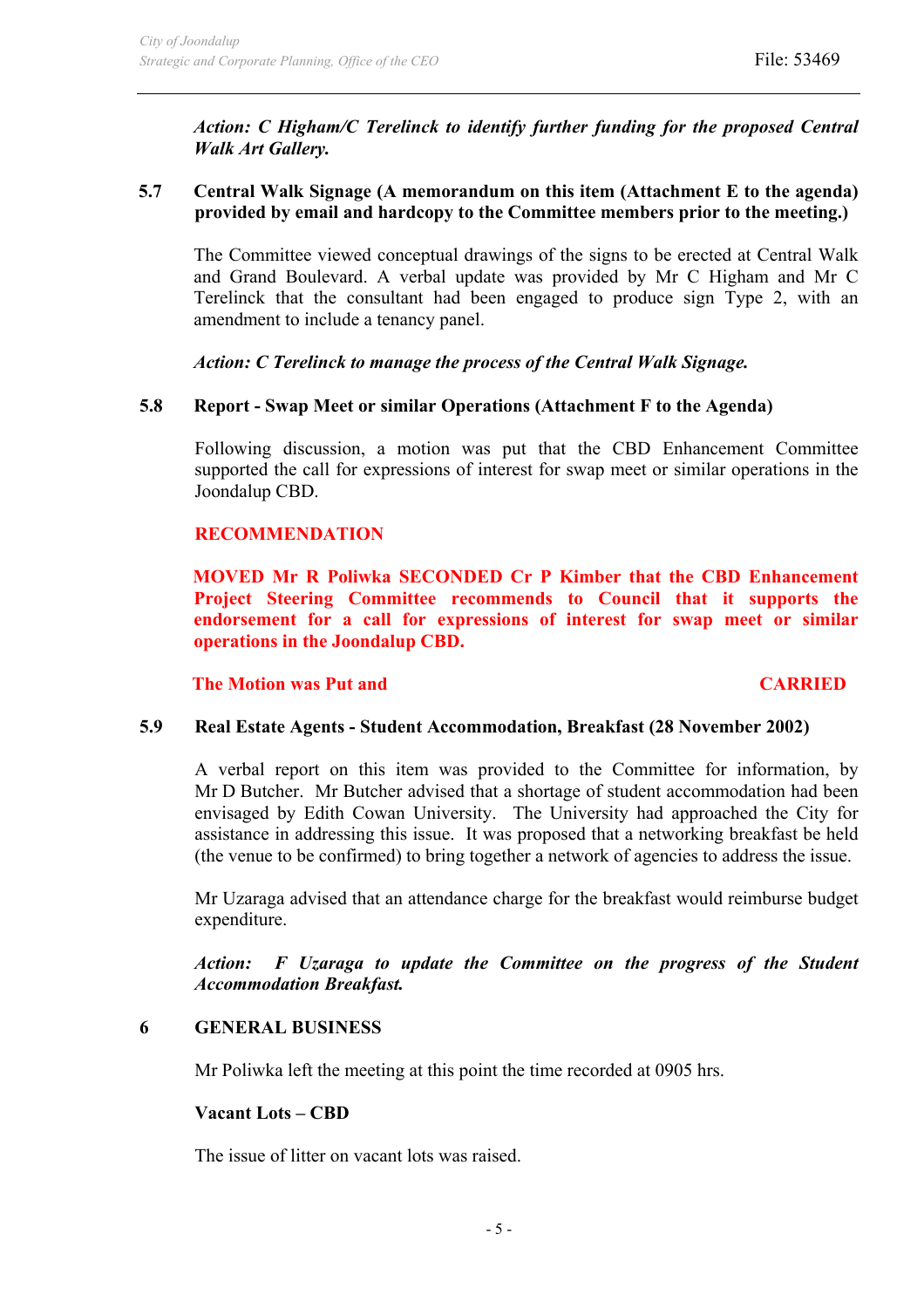*Action: C Higham/C Terelinck to identify further funding for the proposed Central Walk Art Gallery.*

**5.7 Central Walk Signage (A memorandum on this item (Attachment E to the agenda) provided by email and hardcopy to the Committee members prior to the meeting.)**

The Committee viewed conceptual drawings of the signs to be erected at Central Walk and Grand Boulevard. A verbal update was provided by Mr C Higham and Mr C Terelinck that the consultant had been engaged to produce sign Type 2, with an amendment to include a tenancy panel.

*Action: C Terelinck to manage the process of the Central Walk Signage.*

**5.8 Report - Swap Meet or similar Operations (Attachment F to the Agenda)**

Following discussion, a motion was put that the CBD Enhancement Committee supported the call for expressions of interest for swap meet or similar operations in the Joondalup CBD.

**RECOMMENDATION**

**MOVED Mr R Poliwka SECONDED Cr P Kimber that the CBD Enhancement Project Steering Committee recommends to Council that it supports the endorsement for a call for expressions of interest for swap meet or similar operations in the Joondalup CBD.**

**The Motion was Put and CARRIED**

**5.9 Real Estate Agents - Student Accommodation, Breakfast (28 November 2002)**

A verbal report on this item was provided to the Committee for information, by Mr D Butcher. Mr Butcher advised that a shortage of student accommodation had been envisaged by Edith Cowan University. The University had approached the City for assistance in addressing this issue. It was proposed that a networking breakfast be held (the venue to be confirmed) to bring together a network of agencies to address the issue.

Mr Uzaraga advised that an attendance charge for the breakfast would reimburse budget expenditure.

*Action: F Uzaraga to update the Committee on the progress of the Student Accommodation Breakfast.*

## 6 GENERAL BUSINESS

Mr Poliwka left the meeting at this point the time recorded at 0905 hrs.

**Vacant Lots – CBD**

The issue of litter on vacant lots was raised.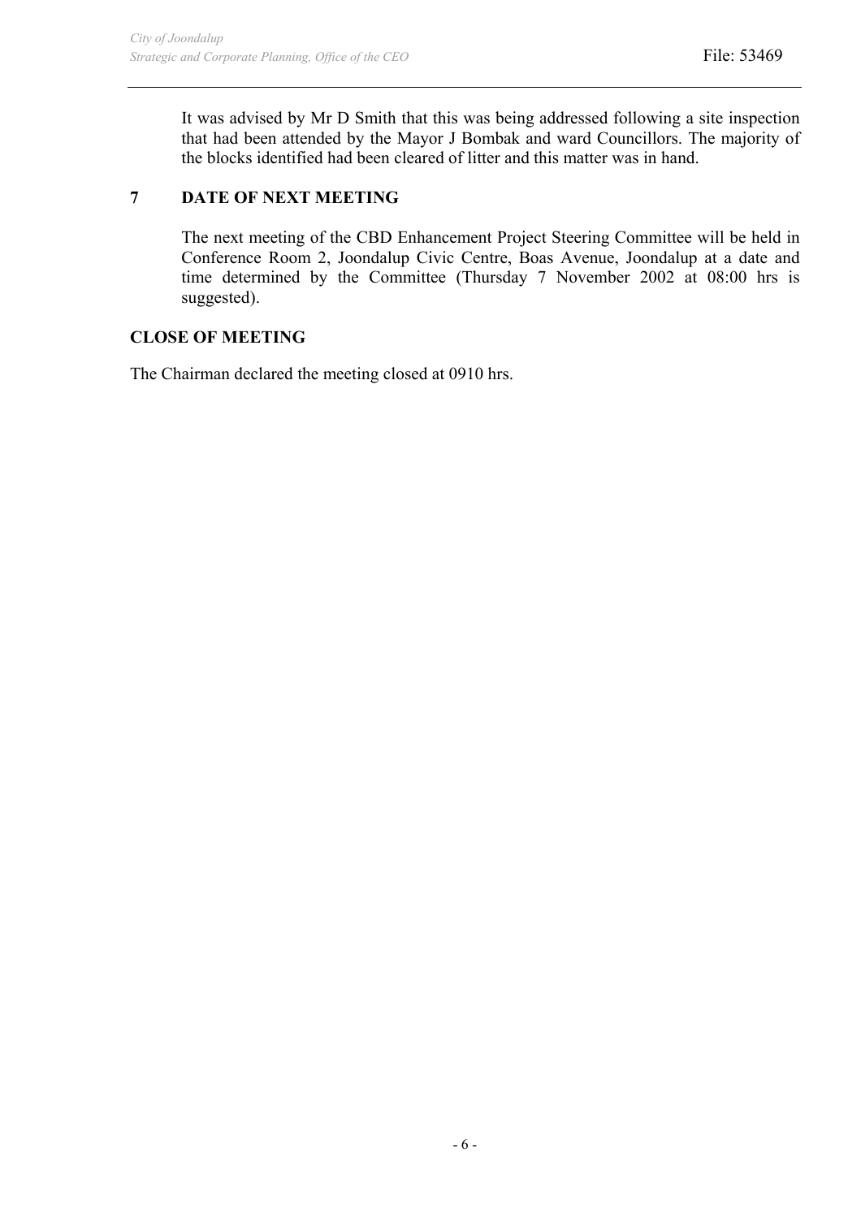It was advised by Mr D Smith that this was being addressed following a site inspection that had been attended by the Mayor J Bombak and ward Councillors. The majority of the blocks identified had been cleared of litter and this matter was in hand.

## 7 DATE OF NEXT MEETING

The next meeting of the CBD Enhancement Project Steering Committee will be held in Conference Room 2, Joondalup Civic Centre, Boas Avenue, Joondalup at a date and time determined by the Committee (Thursday 7 November 2002 at 08:00 hrs is suggested).

## CLOSE OF MEETING

The Chairman declared the meeting closed at 0910 hrs.